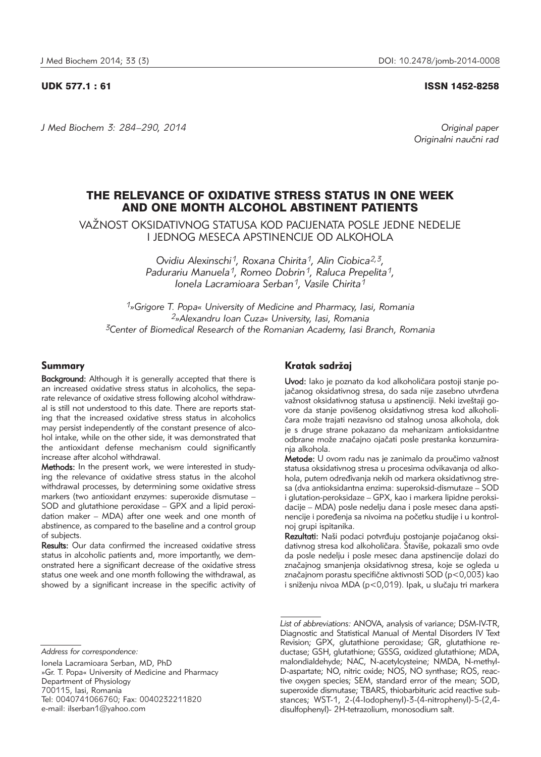UDK 577.1 : 61

ISSN 1452-8258

Original paper
Originalni naučni rad

# THE RELEVANCE OF OXIDATIVE STRESS STATUS IN ONE WEEK AND ONE MONTH ALCOHOL ABSTINENT PATIENTS

## VAŽNOST OKSIDATIVNOG STATUSA KOD PACIJENATA POSLE JEDNE NEDELJE I JEDNOG MESECA APSTINENCIJE OD ALKOHOLA

*Ovidiu Alexinschi[1], Roxana Chirita[1], Alin Ciobica[2,3], Padurariu Manuela[1], Romeo Dobrin[1], Raluca Prepelita[1], Ionela Lacramioara Serban[1], Vasile Chirita[1]*

*[1]»Grigore T. Popa« University of Medicine and Pharmacy, Iasi, Romania*
*[2]»Alexandru Ioan Cuza« University, Iasi, Romania*
*[3]Center of Biomedical Research of the Romanian Academy, Iasi Branch, Romania*

## Summary

**Background:** Although it is generally accepted that there is an increased oxidative stress status in alcoholics, the separate relevance of oxidative stress following alcohol withdrawal is still not understood to this date. There are reports stating that the increased oxidative stress status in alcoholics may persist independently of the constant presence of alcohol intake, while on the other side, it was demonstrated that the antioxidant defense mechanism could significantly increase after alcohol withdrawal.

**Methods:** In the present work, we were interested in studying the relevance of oxidative stress status in the alcohol withdrawal processes, by determining some oxidative stress markers (two antioxidant enzymes: superoxide dismutase – SOD and glutathione peroxidase – GPX and a lipid peroxidation maker – MDA) after one week and one month of abstinence, as compared to the baseline and a control group of subjects.

**Results:** Our data confirmed the increased oxidative stress status in alcoholic patients and, more importantly, we demonstrated here a significant decrease of the oxidative stress status one week and one month following the withdrawal, as showed by a significant increase in the specific activity of

## Kratak sadržaj

**Uvod:** Iako je poznato da kod alkoholičara postoji stanje pojačanog oksidativnog stresa, do sada nije zasebno utvrđena važnost oksidativnog statusa u apstinenciji. Neki izveštaji govore da stanje povišenog oksidativnog stresa kod alkoholičara može trajati nezavisno od stalnog unosa alkohola, dok je s druge strane pokazano da mehanizam antioksidantne odbrane može značajno ojačati posle prestanka konzumiranja alkohola.

**Metode:** U ovom radu nas je zanimalo da proučimo važnost statusa oksidativnog stresa u procesima odvikavanja od alkohola, putem određivanja nekih od markera oksidativnog stresa (dva antioksidantna enzima: superoksid-dismutaze – SOD i glutation-peroksidaze – GPX, kao i markera lipidne peroksidacije – MDA) posle nedelju dana i posle mesec dana apstinencije i poređenja sa nivoima na početku studije i u kontrolnoj grupi ispitanika.

**Rezultati:** Naši podaci potvrđuju postojanje pojačanog oksidativnog stresa kod alkoholičara. Štaviše, pokazali smo ovde da posle nedelju i posle mesec dana apstinencije dolazi do značajnog smanjenja oksidativnog stresa, koje se ogleda u značajnom porastu specifične aktivnosti SOD ($p<0,003$) kao i sniženju nivoa MDA ($p<0,019$). Ipak, u slučaju tri markera

*Address for correspondence:*

Ionela Lacramioara Serban, MD, PhD
»Gr. T. Popa« University of Medicine and Pharmacy
Department of Physiology
700115, Iasi, Romania
Tel: 0040741066760; Fax: 0040232211820
e-mail: ilserban1@yahoo.com

*List of abbreviations:* ANOVA, analysis of variance; DSM-IV-TR, Diagnostic and Statistical Manual of Mental Disorders IV Text Revision; GPX, glutathione peroxidase; GR, glutathione reductase; GSH, glutathione; GSSG, oxidized glutathione; MDA, malondialdehyde; NAC, N-acetylcysteine; NMDA, N-methyl-D-aspartate; NO, nitric oxide; NOS, NO synthase; ROS, reactive oxygen species; SEM, standard error of the mean; SOD, superoxide dismutase; TBARS, thiobarbituric acid reactive substances; WST-1, 2-(4-Iodophenyl)-3-(4-nitrophenyl)-5-(2,4-disulfophenyl)- 2H-tetrazolium, monosodium salt.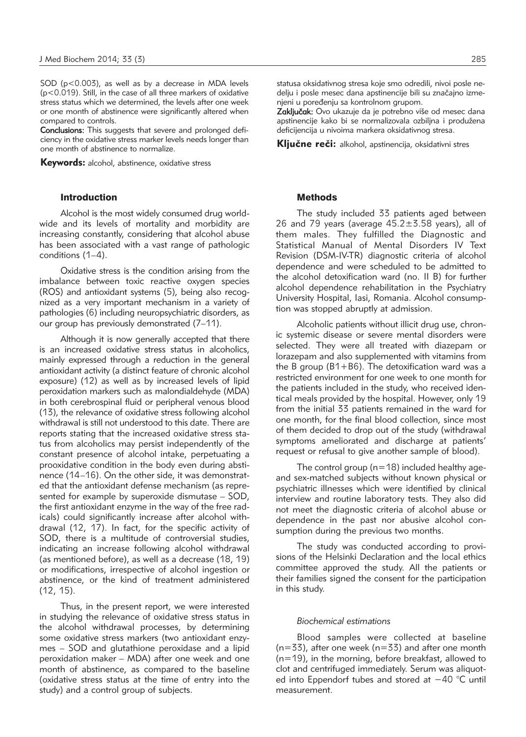SOD ($p<0.003$), as well as by a decrease in MDA levels ($p<0.019$). Still, in the case of all three markers of oxidative stress status which we determined, the levels after one week or one month of abstinence were significantly altered when compared to controls.

**Conclusions:** This suggests that severe and prolonged deficiency in the oxidative stress marker levels needs longer than one month of abstinence to normalize.

**Keywords:** alcohol, abstinence, oxidative stress

statusa oksidativnog stresa koje smo odredili, nivoi posle nedelju i posle mesec dana apstinencije bili su značajno izmenjeni u poređenju sa kontrolnom grupom.

**Zaključak:** Ovo ukazuje da je potrebno više od mesec dana apstinencije kako bi se normalizovala ozbiljna i produžena deficijencija u nivoima markera oksidativnog stresa.

**Ključne reči:** alkohol, apstinencija, oksidativni stres

## Introduction

Alcohol is the most widely consumed drug worldwide and its levels of mortality and morbidity are increasing constantly, considering that alcohol abuse has been associated with a vast range of pathologic conditions (1–4).

Oxidative stress is the condition arising from the imbalance between toxic reactive oxygen species (ROS) and antioxidant systems (5), being also recognized as a very important mechanism in a variety of pathologies (6) including neuropsychiatric disorders, as our group has previously demonstrated (7–11).

Although it is now generally accepted that there is an increased oxidative stress status in alcoholics, mainly expressed through a reduction in the general antioxidant activity (a distinct feature of chronic alcohol exposure) (12) as well as by increased levels of lipid peroxidation markers such as malondialdehyde (MDA) in both cerebrospinal fluid or peripheral venous blood (13), the relevance of oxidative stress following alcohol withdrawal is still not understood to this date. There are reports stating that the increased oxidative stress status from alcoholics may persist independently of the constant presence of alcohol intake, perpetuating a prooxidative condition in the body even during abstinence (14–16). On the other side, it was demonstrated that the antioxidant defense mechanism (as represented for example by superoxide dismutase – SOD, the first antioxidant enzyme in the way of the free radicals) could significantly increase after alcohol withdrawal (12, 17). In fact, for the specific activity of SOD, there is a multitude of controversial studies, indicating an increase following alcohol withdrawal (as mentioned before), as well as a decrease (18, 19) or modifications, irrespective of alcohol ingestion or abstinence, or the kind of treatment administered (12, 15).

Thus, in the present report, we were interested in studying the relevance of oxidative stress status in the alcohol withdrawal processes, by determining some oxidative stress markers (two antioxidant enzymes – SOD and glutathione peroxidase and a lipid peroxidation maker – MDA) after one week and one month of abstinence, as compared to the baseline (oxidative stress status at the time of entry into the study) and a control group of subjects.

## Methods

The study included 33 patients aged between 26 and 79 years (average $45.2\pm3.58$ years), all of them males. They fulfilled the Diagnostic and Statistical Manual of Mental Disorders IV Text Revision (DSM-IV-TR) diagnostic criteria of alcohol dependence and were scheduled to be admitted to the alcohol detoxification ward (no. II B) for further alcohol dependence rehabilitation in the Psychiatry University Hospital, Iasi, Romania. Alcohol consumption was stopped abruptly at admission.

Alcoholic patients without illicit drug use, chronic systemic disease or severe mental disorders were selected. They were all treated with diazepam or lorazepam and also supplemented with vitamins from the B group (B1+B6). The detoxification ward was a restricted environment for one week to one month for the patients included in the study, who received identical meals provided by the hospital. However, only 19 from the initial 33 patients remained in the ward for one month, for the final blood collection, since most of them decided to drop out of the study (withdrawal symptoms ameliorated and discharge at patients' request or refusal to give another sample of blood).

The control group ($n=18$) included healthy age- and sex-matched subjects without known physical or psychiatric illnesses which were identified by clinical interview and routine laboratory tests. They also did not meet the diagnostic criteria of alcohol abuse or dependence in the past nor abusive alcohol consumption during the previous two months.

The study was conducted according to provisions of the Helsinki Declaration and the local ethics committee approved the study. All the patients or their families signed the consent for the participation in this study.

### *Biochemical estimations*

Blood samples were collected at baseline ($n=33$), after one week ($n=33$) and after one month ($n=19$), in the morning, before breakfast, allowed to clot and centrifuged immediately. Serum was aliquoted into Eppendorf tubes and stored at $-40$ °C until measurement.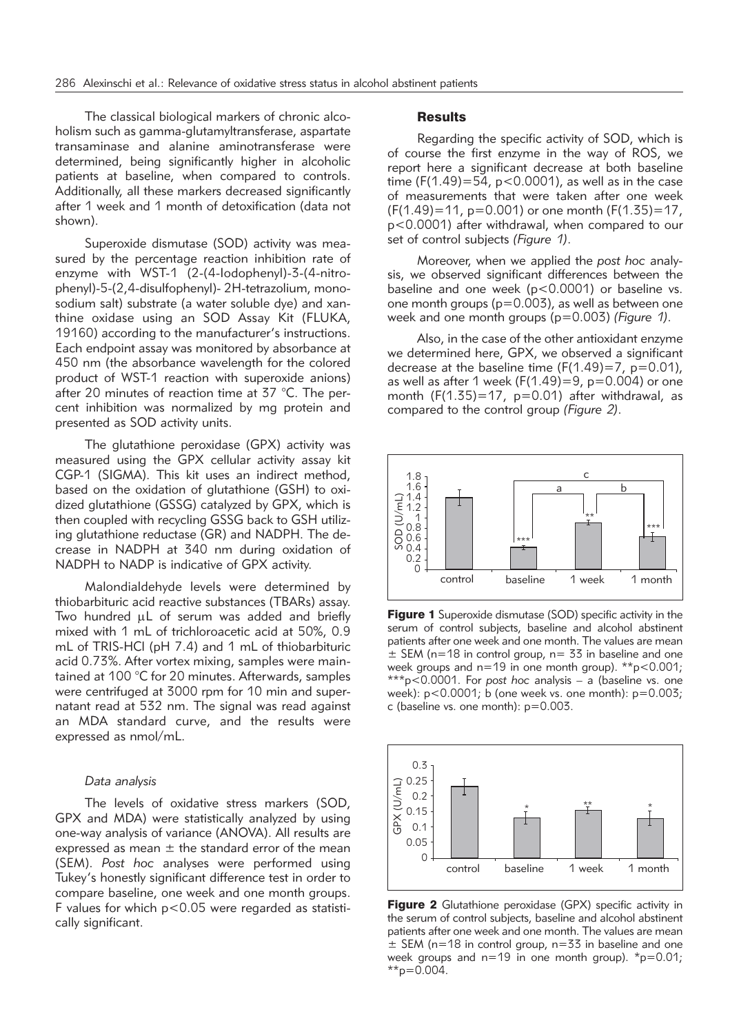The classical biological markers of chronic alcoholism such as gamma-glutamyltransferase, aspartate transaminase and alanine aminotransferase were determined, being significantly higher in alcoholic patients at baseline, when compared to controls. Additionally, all these markers decreased significantly after 1 week and 1 month of detoxification (data not shown).

Superoxide dismutase (SOD) activity was measured by the percentage reaction inhibition rate of enzyme with WST-1 (2-(4-Iodophenyl)-3-(4-nitrophenyl)-5-(2,4-disulfophenyl)- 2H-tetrazolium, monosodium salt) substrate (a water soluble dye) and xanthine oxidase using an SOD Assay Kit (FLUKA, 19160) according to the manufacturer's instructions. Each endpoint assay was monitored by absorbance at 450 nm (the absorbance wavelength for the colored product of WST-1 reaction with superoxide anions) after 20 minutes of reaction time at 37 °C. The percent inhibition was normalized by mg protein and presented as SOD activity units.

The glutathione peroxidase (GPX) activity was measured using the GPX cellular activity assay kit CGP-1 (SIGMA). This kit uses an indirect method, based on the oxidation of glutathione (GSH) to oxidized glutathione (GSSG) catalyzed by GPX, which is then coupled with recycling GSSG back to GSH utilizing glutathione reductase (GR) and NADPH. The decrease in NADPH at 340 nm during oxidation of NADPH to NADP is indicative of GPX activity.

Malondialdehyde levels were determined by thiobarbituric acid reactive substances (TBARs) assay. Two hundred μL of serum was added and briefly mixed with 1 mL of trichloroacetic acid at 50%, 0.9 mL of TRIS-HCl (pH 7.4) and 1 mL of thiobarbituric acid 0.73%. After vortex mixing, samples were maintained at 100 °C for 20 minutes. Afterwards, samples were centrifuged at 3000 rpm for 10 min and supernatant read at 532 nm. The signal was read against an MDA standard curve, and the results were expressed as nmol/mL.

### *Data analysis*

The levels of oxidative stress markers (SOD, GPX and MDA) were statistically analyzed by using one-way analysis of variance (ANOVA). All results are expressed as mean ± the standard error of the mean (SEM). *Post hoc* analyses were performed using Tukey's honestly significant difference test in order to compare baseline, one week and one month groups. F values for which $p<0.05$ were regarded as statistically significant.

## Results

Regarding the specific activity of SOD, which is of course the first enzyme in the way of ROS, we report here a significant decrease at both baseline time ($F(1.49)=54$, $p<0.0001$), as well as in the case of measurements that were taken after one week ($F(1.49)=11$, $p=0.001$) or one month ($F(1.35)=17$, $p<0.0001$) after withdrawal, when compared to our set of control subjects *(Figure 1)*.

Moreover, when we applied the *post hoc* analysis, we observed significant differences between the baseline and one week ($p<0.0001$) or baseline vs. one month groups ($p=0.003$), as well as between one week and one month groups ($p=0.003$) *(Figure 1)*.

Also, in the case of the other antioxidant enzyme we determined here, GPX, we observed a significant decrease at the baseline time ($F(1.49)=7$, $p=0.01$), as well as after 1 week ($F(1.49)=9$, $p=0.004$) or one month ($F(1.35)=17$, $p=0.01$) after withdrawal, as compared to the control group *(Figure 2)*.

**Figure 1** Superoxide dismutase (SOD) specific activity in the serum of control subjects, baseline and alcohol abstinent patients after one week and one month. The values are mean ± SEM (n=18 in control group, n= 33 in baseline and one week groups and n=19 in one month group). **$p<0.001$; ***$p<0.0001$. For *post hoc* analysis – a (baseline vs. one week): $p<0.0001$; b (one week vs. one month): $p=0.003$; c (baseline vs. one month): $p=0.003$.

**Figure 2** Glutathione peroxidase (GPX) specific activity in the serum of control subjects, baseline and alcohol abstinent patients after one week and one month. The values are mean ± SEM (n=18 in control group, n=33 in baseline and one week groups and n=19 in one month group). *$p=0.01$; **$p=0.004$.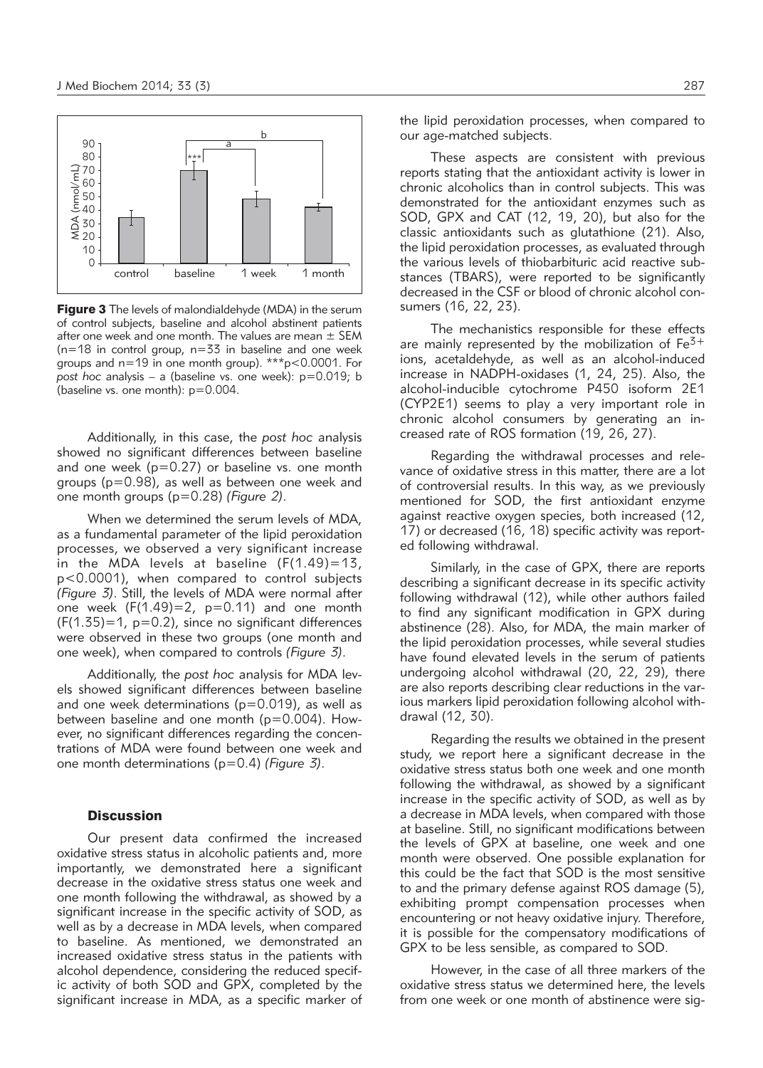**Figure 3** The levels of malondialdehyde (MDA) in the serum of control subjects, baseline and alcohol abstinent patients after one week and one month. The values are mean ± SEM (n=18 in control group, n=33 in baseline and one week groups and n=19 in one month group). ***$p<0.0001$. For *post hoc* analysis – a (baseline vs. one week): $p=0.019$; b (baseline vs. one month): $p=0.004$.

Additionally, in this case, the *post hoc* analysis showed no significant differences between baseline and one week ($p=0.27$) or baseline vs. one month groups ($p=0.98$), as well as between one week and one month groups ($p=0.28$) *(Figure 2)*.

When we determined the serum levels of MDA, as a fundamental parameter of the lipid peroxidation processes, we observed a very significant increase in the MDA levels at baseline ($F(1.49)=13$, $p<0.0001$), when compared to control subjects *(Figure 3)*. Still, the levels of MDA were normal after one week ($F(1.49)=2$, $p=0.11$) and one month ($F(1.35)=1$, $p=0.2$), since no significant differences were observed in these two groups (one month and one week), when compared to controls *(Figure 3)*.

Additionally, the *post hoc* analysis for MDA levels showed significant differences between baseline and one week determinations ($p=0.019$), as well as between baseline and one month ($p=0.004$). However, no significant differences regarding the concentrations of MDA were found between one week and one month determinations ($p=0.4$) *(Figure 3)*.

## Discussion

Our present data confirmed the increased oxidative stress status in alcoholic patients and, more importantly, we demonstrated here a significant decrease in the oxidative stress status one week and one month following the withdrawal, as showed by a significant increase in the specific activity of SOD, as well as by a decrease in MDA levels, when compared to baseline. As mentioned, we demonstrated an increased oxidative stress status in the patients with alcohol dependence, considering the reduced specific activity of both SOD and GPX, completed by the significant increase in MDA, as a specific marker of the lipid peroxidation processes, when compared to our age-matched subjects.

These aspects are consistent with previous reports stating that the antioxidant activity is lower in chronic alcoholics than in control subjects. This was demonstrated for the antioxidant enzymes such as SOD, GPX and CAT (12, 19, 20), but also for the classic antioxidants such as glutathione (21). Also, the lipid peroxidation processes, as evaluated through the various levels of thiobarbituric acid reactive substances (TBARS), were reported to be significantly decreased in the CSF or blood of chronic alcohol consumers (16, 22, 23).

The mechanistics responsible for these effects are mainly represented by the mobilization of $Fe^{3+}$ ions, acetaldehyde, as well as an alcohol-induced increase in NADPH-oxidases (1, 24, 25). Also, the alcohol-inducible cytochrome P450 isoform 2E1 (CYP2E1) seems to play a very important role in chronic alcohol consumers by generating an increased rate of ROS formation (19, 26, 27).

Regarding the withdrawal processes and relevance of oxidative stress in this matter, there are a lot of controversial results. In this way, as we previously mentioned for SOD, the first antioxidant enzyme against reactive oxygen species, both increased (12, 17) or decreased (16, 18) specific activity was reported following withdrawal.

Similarly, in the case of GPX, there are reports describing a significant decrease in its specific activity following withdrawal (12), while other authors failed to find any significant modification in GPX during abstinence (28). Also, for MDA, the main marker of the lipid peroxidation processes, while several studies have found elevated levels in the serum of patients undergoing alcohol withdrawal (20, 22, 29), there are also reports describing clear reductions in the various markers lipid peroxidation following alcohol withdrawal (12, 30).

Regarding the results we obtained in the present study, we report here a significant decrease in the oxidative stress status both one week and one month following the withdrawal, as showed by a significant increase in the specific activity of SOD, as well as by a decrease in MDA levels, when compared with those at baseline. Still, no significant modifications between the levels of GPX at baseline, one week and one month were observed. One possible explanation for this could be the fact that SOD is the most sensitive to and the primary defense against ROS damage (5), exhibiting prompt compensation processes when encountering or not heavy oxidative injury. Therefore, it is possible for the compensatory modifications of GPX to be less sensible, as compared to SOD.

However, in the case of all three markers of the oxidative stress status we determined here, the levels from one week or one month of abstinence were sig-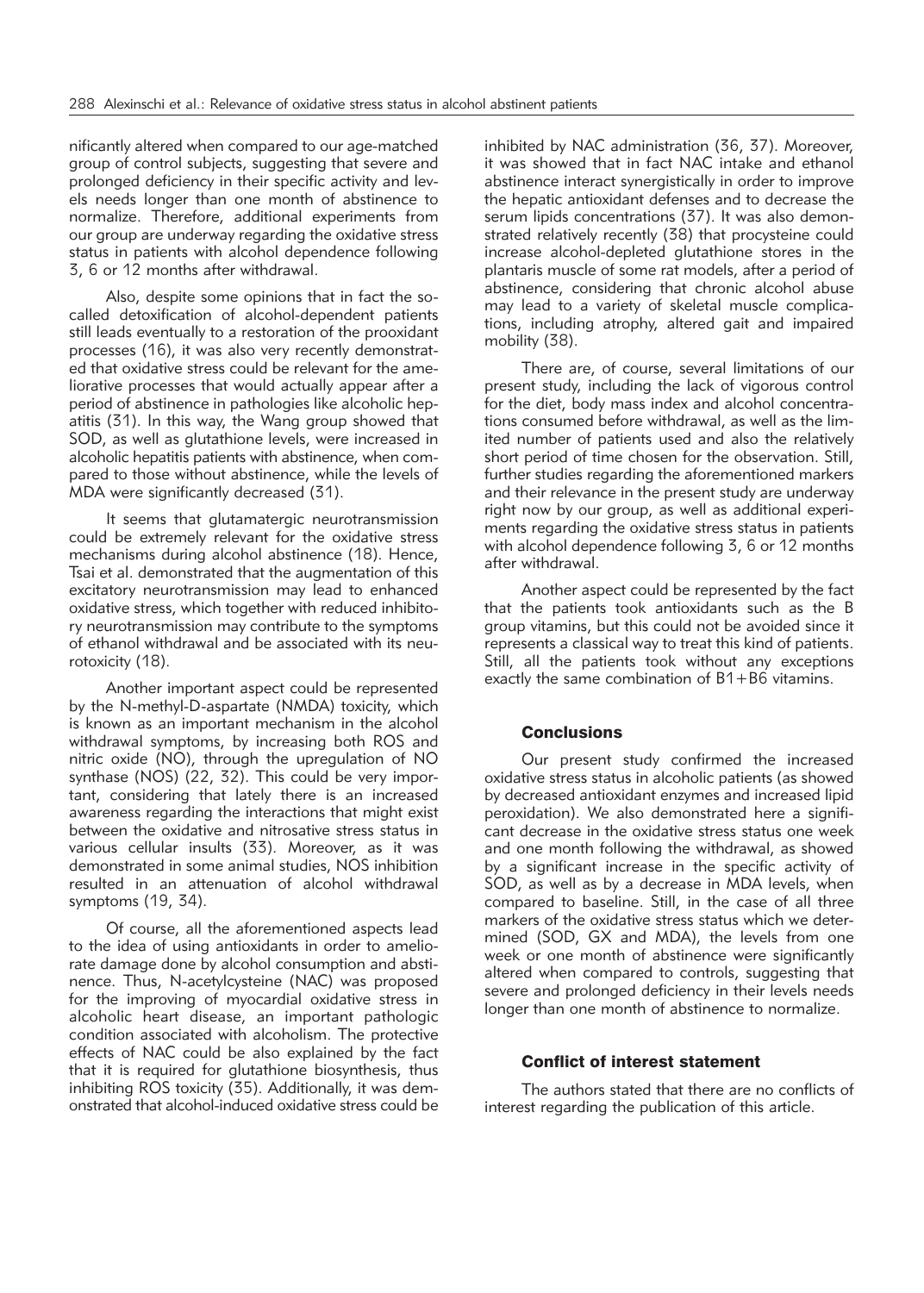nificantly altered when compared to our age-matched group of control subjects, suggesting that severe and prolonged deficiency in their specific activity and levels needs longer than one month of abstinence to normalize. Therefore, additional experiments from our group are underway regarding the oxidative stress status in patients with alcohol dependence following 3, 6 or 12 months after withdrawal.

Also, despite some opinions that in fact the so-called detoxification of alcohol-dependent patients still leads eventually to a restoration of the prooxidant processes (16), it was also very recently demonstrated that oxidative stress could be relevant for the ameliorative processes that would actually appear after a period of abstinence in pathologies like alcoholic hepatitis (31). In this way, the Wang group showed that SOD, as well as glutathione levels, were increased in alcoholic hepatitis patients with abstinence, when compared to those without abstinence, while the levels of MDA were significantly decreased (31).

It seems that glutamatergic neurotransmission could be extremely relevant for the oxidative stress mechanisms during alcohol abstinence (18). Hence, Tsai et al. demonstrated that the augmentation of this excitatory neurotransmission may lead to enhanced oxidative stress, which together with reduced inhibitory neurotransmission may contribute to the symptoms of ethanol withdrawal and be associated with its neurotoxicity (18).

Another important aspect could be represented by the N-methyl-D-aspartate (NMDA) toxicity, which is known as an important mechanism in the alcohol withdrawal symptoms, by increasing both ROS and nitric oxide (NO), through the upregulation of NO synthase (NOS) (22, 32). This could be very important, considering that lately there is an increased awareness regarding the interactions that might exist between the oxidative and nitrosative stress status in various cellular insults (33). Moreover, as it was demonstrated in some animal studies, NOS inhibition resulted in an attenuation of alcohol withdrawal symptoms (19, 34).

Of course, all the aforementioned aspects lead to the idea of using antioxidants in order to ameliorate damage done by alcohol consumption and abstinence. Thus, N-acetylcysteine (NAC) was proposed for the improving of myocardial oxidative stress in alcoholic heart disease, an important pathologic condition associated with alcoholism. The protective effects of NAC could be also explained by the fact that it is required for glutathione biosynthesis, thus inhibiting ROS toxicity (35). Additionally, it was demonstrated that alcohol-induced oxidative stress could be inhibited by NAC administration (36, 37). Moreover, it was showed that in fact NAC intake and ethanol abstinence interact synergistically in order to improve the hepatic antioxidant defenses and to decrease the serum lipids concentrations (37). It was also demonstrated relatively recently (38) that procysteine could increase alcohol-depleted glutathione stores in the plantaris muscle of some rat models, after a period of abstinence, considering that chronic alcohol abuse may lead to a variety of skeletal muscle complications, including atrophy, altered gait and impaired mobility (38).

There are, of course, several limitations of our present study, including the lack of vigorous control for the diet, body mass index and alcohol concentrations consumed before withdrawal, as well as the limited number of patients used and also the relatively short period of time chosen for the observation. Still, further studies regarding the aforementioned markers and their relevance in the present study are underway right now by our group, as well as additional experiments regarding the oxidative stress status in patients with alcohol dependence following 3, 6 or 12 months after withdrawal.

Another aspect could be represented by the fact that the patients took antioxidants such as the B group vitamins, but this could not be avoided since it represents a classical way to treat this kind of patients. Still, all the patients took without any exceptions exactly the same combination of B1+B6 vitamins.

## Conclusions

Our present study confirmed the increased oxidative stress status in alcoholic patients (as showed by decreased antioxidant enzymes and increased lipid peroxidation). We also demonstrated here a significant decrease in the oxidative stress status one week and one month following the withdrawal, as showed by a significant increase in the specific activity of SOD, as well as by a decrease in MDA levels, when compared to baseline. Still, in the case of all three markers of the oxidative stress status which we determined (SOD, GX and MDA), the levels from one week or one month of abstinence were significantly altered when compared to controls, suggesting that severe and prolonged deficiency in their levels needs longer than one month of abstinence to normalize.

## Conflict of interest statement

The authors stated that there are no conflicts of interest regarding the publication of this article.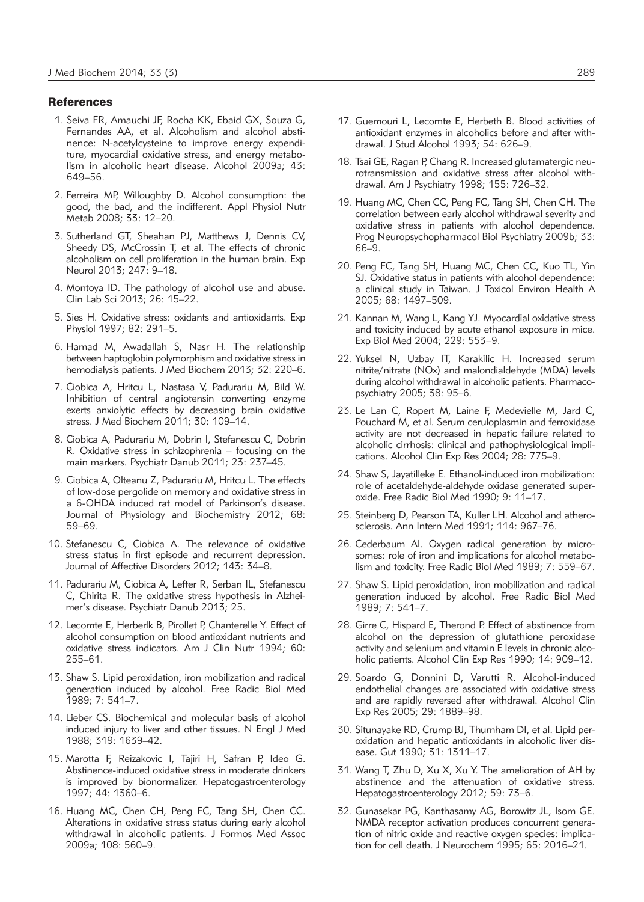## References

1. Seiva FR, Amauchi JF, Rocha KK, Ebaid GX, Souza G, Fernandes AA, et al. Alcoholism and alcohol abstinence: N-acetylcysteine to improve energy expenditure, myocardial oxidative stress, and energy metabolism in alcoholic heart disease. Alcohol 2009a; 43: 649–56.
2. Ferreira MP, Willoughby D. Alcohol consumption: the good, the bad, and the indifferent. Appl Physiol Nutr Metab 2008; 33: 12–20.
3. Sutherland GT, Sheahan PJ, Matthews J, Dennis CV, Sheedy DS, McCrossin T, et al. The effects of chronic alcoholism on cell proliferation in the human brain. Exp Neurol 2013; 247: 9–18.
4. Montoya ID. The pathology of alcohol use and abuse. Clin Lab Sci 2013; 26: 15–22.
5. Sies H. Oxidative stress: oxidants and antioxidants. Exp Physiol 1997; 82: 291–5.
6. Hamad M, Awadallah S, Nasr H. The relationship between haptoglobin polymorphism and oxidative stress in hemodialysis patients. J Med Biochem 2013; 32: 220–6.
7. Ciobica A, Hritcu L, Nastasa V, Padurariu M, Bild W. Inhibition of central angiotensin converting enzyme exerts anxiolytic effects by decreasing brain oxidative stress. J Med Biochem 2011; 30: 109–14.
8. Ciobica A, Padurariu M, Dobrin I, Stefanescu C, Dobrin R. Oxidative stress in schizophrenia – focusing on the main markers. Psychiatr Danub 2011; 23: 237–45.
9. Ciobica A, Olteanu Z, Padurariu M, Hritcu L. The effects of low-dose pergolide on memory and oxidative stress in a 6-OHDA induced rat model of Parkinson's disease. Journal of Physiology and Biochemistry 2012; 68: 59–69.
10. Stefanescu C, Ciobica A. The relevance of oxidative stress status in first episode and recurrent depression. Journal of Affective Disorders 2012; 143: 34–8.
11. Padurariu M, Ciobica A, Lefter R, Serban IL, Stefanescu C, Chirita R. The oxidative stress hypothesis in Alzheimer's disease. Psychiatr Danub 2013; 25.
12. Lecomte E, Herberlk B, Pirollet P, Chanterelle Y. Effect of alcohol consumption on blood antioxidant nutrients and oxidative stress indicators. Am J Clin Nutr 1994; 60: 255–61.
13. Shaw S. Lipid peroxidation, iron mobilization and radical generation induced by alcohol. Free Radic Biol Med 1989; 7: 541–7.
14. Lieber CS. Biochemical and molecular basis of alcohol induced injury to liver and other tissues. N Engl J Med 1988; 319: 1639–42.
15. Marotta F, Reizakovic I, Tajiri H, Safran P, Ideo G. Abstinence-induced oxidative stress in moderate drinkers is improved by bionormalizer. Hepatogastroenterology 1997; 44: 1360–6.
16. Huang MC, Chen CH, Peng FC, Tang SH, Chen CC. Alterations in oxidative stress status during early alcohol withdrawal in alcoholic patients. J Formos Med Assoc 2009a; 108: 560–9.
17. Guemouri L, Lecomte E, Herbeth B. Blood activities of antioxidant enzymes in alcoholics before and after withdrawal. J Stud Alcohol 1993; 54: 626–9.
18. Tsai GE, Ragan P, Chang R. Increased glutamatergic neurotransmission and oxidative stress after alcohol withdrawal. Am J Psychiatry 1998; 155: 726–32.
19. Huang MC, Chen CC, Peng FC, Tang SH, Chen CH. The correlation between early alcohol withdrawal severity and oxidative stress in patients with alcohol dependence. Prog Neuropsychopharmacol Biol Psychiatry 2009b; 33: 66–9.
20. Peng FC, Tang SH, Huang MC, Chen CC, Kuo TL, Yin SJ. Oxidative status in patients with alcohol dependence: a clinical study in Taiwan. J Toxicol Environ Health A 2005; 68: 1497–509.
21. Kannan M, Wang L, Kang YJ. Myocardial oxidative stress and toxicity induced by acute ethanol exposure in mice. Exp Biol Med 2004; 229: 553–9.
22. Yuksel N, Uzbay IT, Karakilic H. Increased serum nitrite/nitrate (NOx) and malondialdehyde (MDA) levels during alcohol withdrawal in alcoholic patients. Pharmacopsychiatry 2005; 38: 95–6.
23. Le Lan C, Ropert M, Laine F, Medevielle M, Jard C, Pouchard M, et al. Serum ceruloplasmin and ferroxidase activity are not decreased in hepatic failure related to alcoholic cirrhosis: clinical and pathophysiological implications. Alcohol Clin Exp Res 2004; 28: 775–9.
24. Shaw S, Jayatilleke E. Ethanol-induced iron mobilization: role of acetaldehyde-aldehyde oxidase generated superoxide. Free Radic Biol Med 1990; 9: 11–17.
25. Steinberg D, Pearson TA, Kuller LH. Alcohol and atherosclerosis. Ann Intern Med 1991; 114: 967–76.
26. Cederbaum AI. Oxygen radical generation by microsomes: role of iron and implications for alcohol metabolism and toxicity. Free Radic Biol Med 1989; 7: 559–67.
27. Shaw S. Lipid peroxidation, iron mobilization and radical generation induced by alcohol. Free Radic Biol Med 1989; 7: 541–7.
28. Girre C, Hispard E, Therond P. Effect of abstinence from alcohol on the depression of glutathione peroxidase activity and selenium and vitamin E levels in chronic alcoholic patients. Alcohol Clin Exp Res 1990; 14: 909–12.
29. Soardo G, Donnini D, Varutti R. Alcohol-induced endothelial changes are associated with oxidative stress and are rapidly reversed after withdrawal. Alcohol Clin Exp Res 2005; 29: 1889–98.
30. Situnayake RD, Crump BJ, Thurnham DI, et al. Lipid peroxidation and hepatic antioxidants in alcoholic liver disease. Gut 1990; 31: 1311–17.
31. Wang T, Zhu D, Xu X, Xu Y. The amelioration of AH by abstinence and the attenuation of oxidative stress. Hepatogastroenterology 2012; 59: 73–6.
32. Gunasekar PG, Kanthasamy AG, Borowitz JL, Isom GE. NMDA receptor activation produces concurrent generation of nitric oxide and reactive oxygen species: implication for cell death. J Neurochem 1995; 65: 2016–21.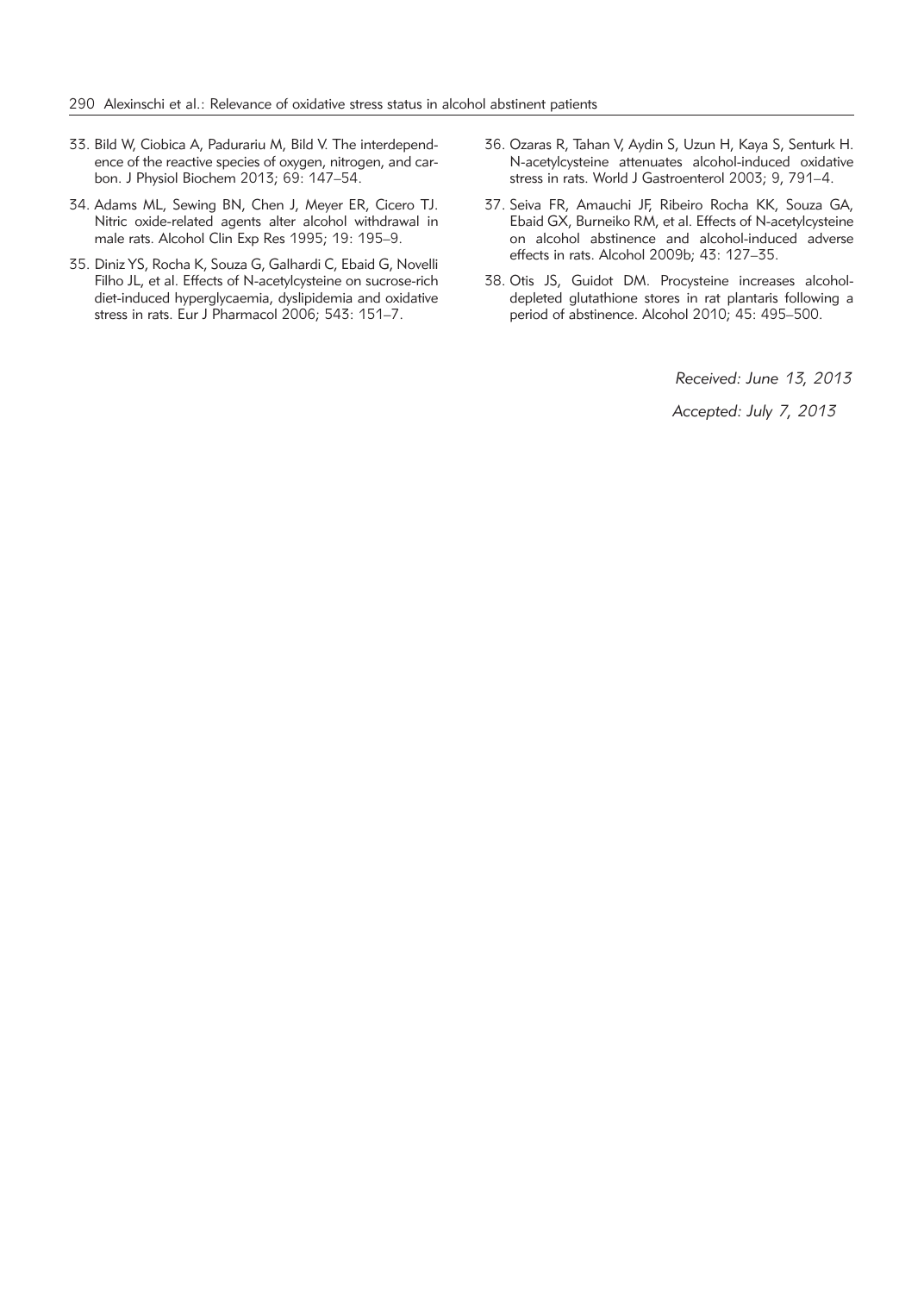33. Bild W, Ciobica A, Padurariu M, Bild V. The interdependence of the reactive species of oxygen, nitrogen, and carbon. J Physiol Biochem 2013; 69: 147–54.

34. Adams ML, Sewing BN, Chen J, Meyer ER, Cicero TJ. Nitric oxide-related agents alter alcohol withdrawal in male rats. Alcohol Clin Exp Res 1995; 19: 195–9.

35. Diniz YS, Rocha K, Souza G, Galhardi C, Ebaid G, Novelli Filho JL, et al. Effects of N-acetylcysteine on sucrose-rich diet-induced hyperglycaemia, dyslipidemia and oxidative stress in rats. Eur J Pharmacol 2006; 543: 151–7.

36. Ozaras R, Tahan V, Aydin S, Uzun H, Kaya S, Senturk H. N-acetylcysteine attenuates alcohol-induced oxidative stress in rats. World J Gastroenterol 2003; 9, 791–4.

37. Seiva FR, Amauchi JF, Ribeiro Rocha KK, Souza GA, Ebaid GX, Burneiko RM, et al. Effects of N-acetylcysteine on alcohol abstinence and alcohol-induced adverse effects in rats. Alcohol 2009b; 43: 127–35.

38. Otis JS, Guidot DM. Procysteine increases alcohol-depleted glutathione stores in rat plantaris following a period of abstinence. Alcohol 2010; 45: 495–500.

*Received: June 13, 2013*

*Accepted: July 7, 2013*